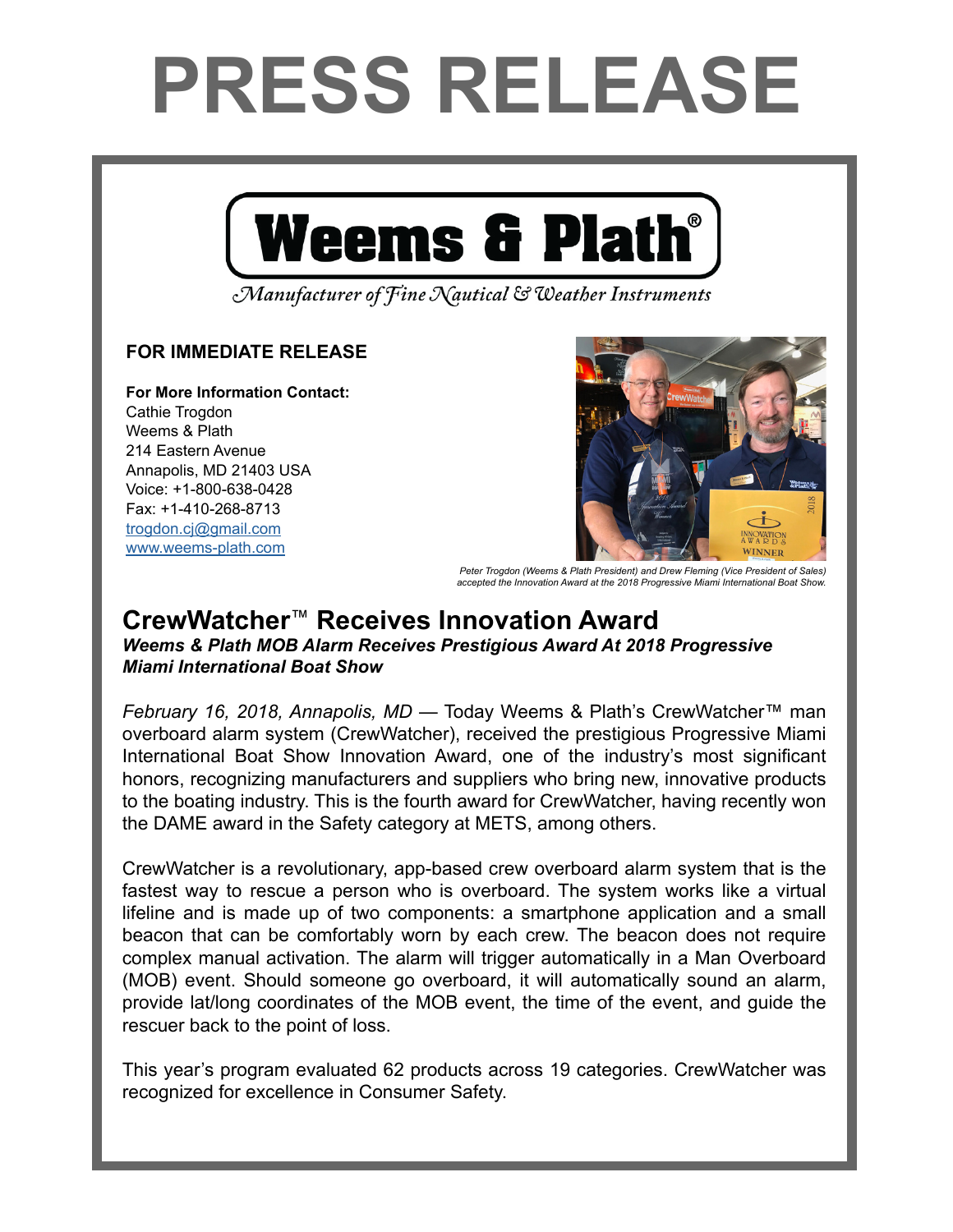# PRESS RELEASE

**Weems & Plath®**

*Manufacturer of Fine Nautical & Weather Instruments*

**FOR IMMEDIATE RELEASE**

**For More Information Contact:**
Cathie Trogdon
Weems & Plath
214 Eastern Avenue
Annapolis, MD 21403 USA
Voice: +1-800-638-0428
Fax: +1-410-268-8713
[trogdon.cj@gmail.com](mailto:trogdon.cj@gmail.com)
[www.weems-plath.com](http://www.weems-plath.com)

*Peter Trogdon (Weems & Plath President) and Drew Fleming (Vice President of Sales) accepted the Innovation Award at the 2018 Progressive Miami International Boat Show.*

## CrewWatcher™ Receives Innovation Award

***Weems & Plath MOB Alarm Receives Prestigious Award At 2018 Progressive Miami International Boat Show***

*February 16, 2018, Annapolis, MD* — Today Weems & Plath's CrewWatcher™ man overboard alarm system (CrewWatcher), received the prestigious Progressive Miami International Boat Show Innovation Award, one of the industry's most significant honors, recognizing manufacturers and suppliers who bring new, innovative products to the boating industry. This is the fourth award for CrewWatcher, having recently won the DAME award in the Safety category at METS, among others.

CrewWatcher is a revolutionary, app-based crew overboard alarm system that is the fastest way to rescue a person who is overboard. The system works like a virtual lifeline and is made up of two components: a smartphone application and a small beacon that can be comfortably worn by each crew. The beacon does not require complex manual activation. The alarm will trigger automatically in a Man Overboard (MOB) event. Should someone go overboard, it will automatically sound an alarm, provide lat/long coordinates of the MOB event, the time of the event, and guide the rescuer back to the point of loss.

This year's program evaluated 62 products across 19 categories. CrewWatcher was recognized for excellence in Consumer Safety.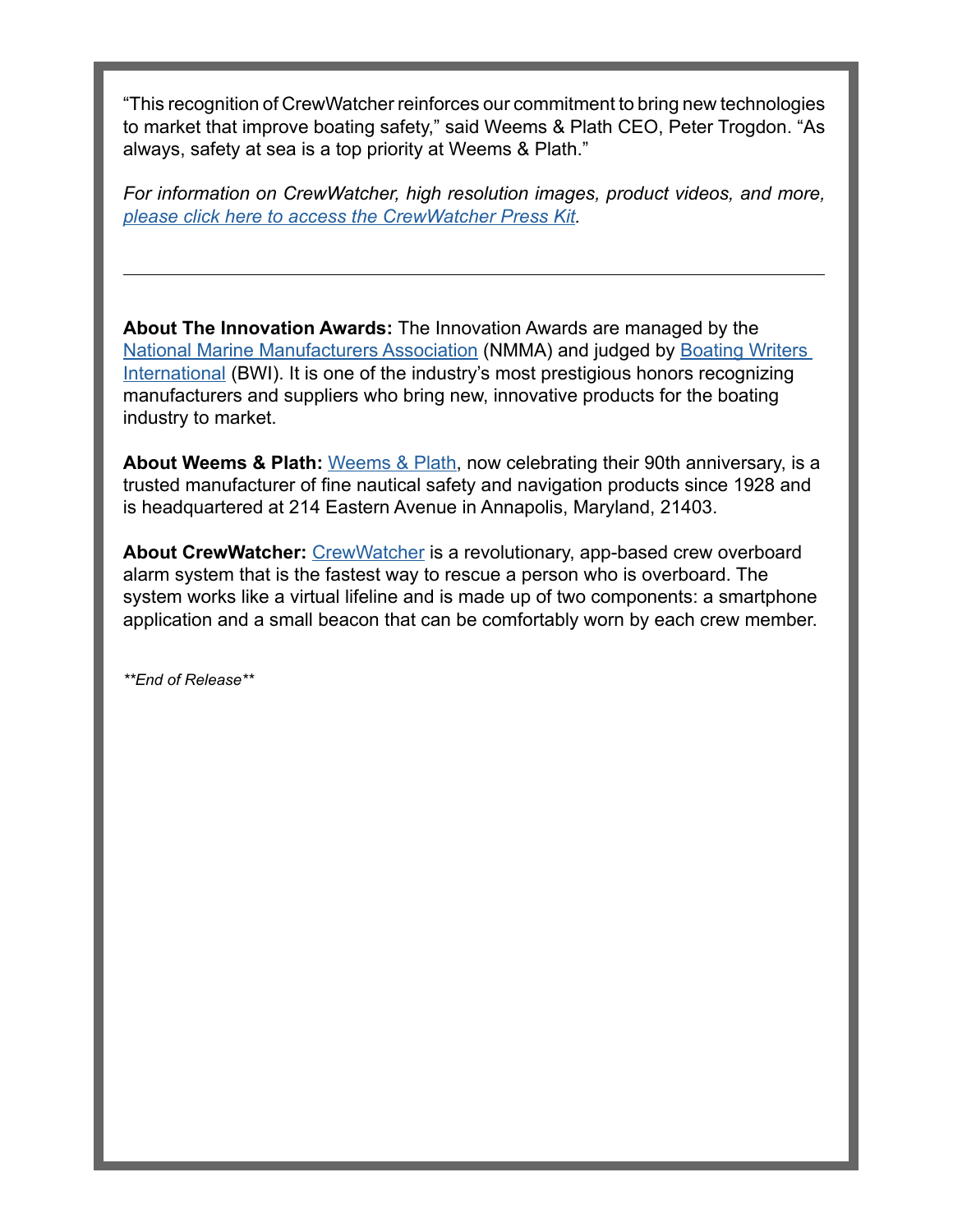"This recognition of CrewWatcher reinforces our commitment to bring new technologies to market that improve boating safety," said Weems & Plath CEO, Peter Trogdon. "As always, safety at sea is a top priority at Weems & Plath."

*For information on CrewWatcher, high resolution images, product videos, and more, please click here to access the CrewWatcher Press Kit.*

---

**About The Innovation Awards:** The Innovation Awards are managed by the National Marine Manufacturers Association (NMMA) and judged by Boating Writers International (BWI). It is one of the industry's most prestigious honors recognizing manufacturers and suppliers who bring new, innovative products for the boating industry to market.

**About Weems & Plath:** Weems & Plath, now celebrating their 90th anniversary, is a trusted manufacturer of fine nautical safety and navigation products since 1928 and is headquartered at 214 Eastern Avenue in Annapolis, Maryland, 21403.

**About CrewWatcher:** CrewWatcher is a revolutionary, app-based crew overboard alarm system that is the fastest way to rescue a person who is overboard. The system works like a virtual lifeline and is made up of two components: a smartphone application and a small beacon that can be comfortably worn by each crew member.

*\*\*End of Release\*\**